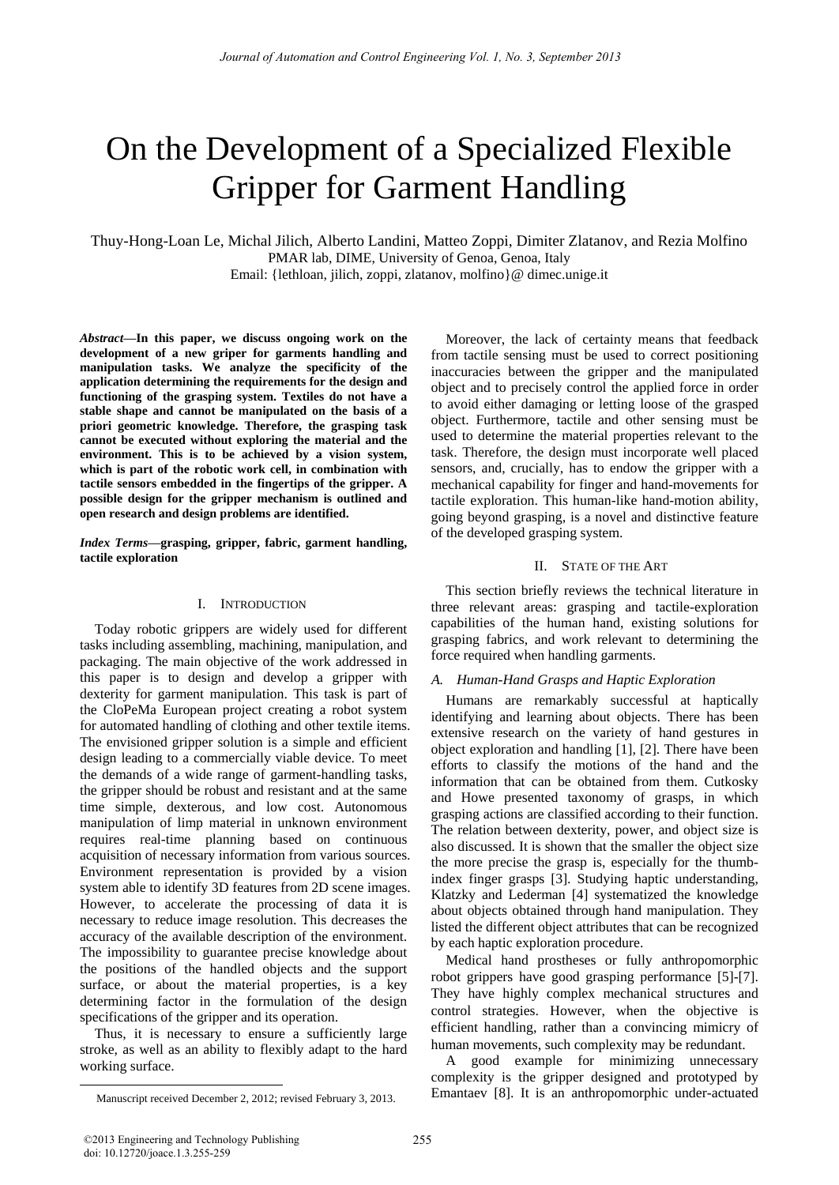# On the Development of a Specialized Flexible Gripper for Garment Handling

Thuy-Hong-Loan Le, Michal Jilich, Alberto Landini, Matteo Zoppi, Dimiter Zlatanov, and Rezia Molfino
PMAR lab, DIME, University of Genoa, Genoa, Italy
Email: {lethloan, jilich, zoppi, zlatanov, molfino}@ dimec.unige.it

***Abstract*—In this paper, we discuss ongoing work on the development of a new griper for garments handling and manipulation tasks. We analyze the specificity of the application determining the requirements for the design and functioning of the grasping system. Textiles do not have a stable shape and cannot be manipulated on the basis of a priori geometric knowledge. Therefore, the grasping task cannot be executed without exploring the material and the environment. This is to be achieved by a vision system, which is part of the robotic work cell, in combination with tactile sensors embedded in the fingertips of the gripper. A possible design for the gripper mechanism is outlined and open research and design problems are identified.**

***Index Terms*—grasping, gripper, fabric, garment handling, tactile exploration**

## I. Introduction

Today robotic grippers are widely used for different tasks including assembling, machining, manipulation, and packaging. The main objective of the work addressed in this paper is to design and develop a gripper with dexterity for garment manipulation. This task is part of the CloPeMa European project creating a robot system for automated handling of clothing and other textile items. The envisioned gripper solution is a simple and efficient design leading to a commercially viable device. To meet the demands of a wide range of garment-handling tasks, the gripper should be robust and resistant and at the same time simple, dexterous, and low cost. Autonomous manipulation of limp material in unknown environment requires real-time planning based on continuous acquisition of necessary information from various sources. Environment representation is provided by a vision system able to identify 3D features from 2D scene images. However, to accelerate the processing of data it is necessary to reduce image resolution. This decreases the accuracy of the available description of the environment. The impossibility to guarantee precise knowledge about the positions of the handled objects and the support surface, or about the material properties, is a key determining factor in the formulation of the design specifications of the gripper and its operation.

Thus, it is necessary to ensure a sufficiently large stroke, as well as an ability to flexibly adapt to the hard working surface.

Moreover, the lack of certainty means that feedback from tactile sensing must be used to correct positioning inaccuracies between the gripper and the manipulated object and to precisely control the applied force in order to avoid either damaging or letting loose of the grasped object. Furthermore, tactile and other sensing must be used to determine the material properties relevant to the task. Therefore, the design must incorporate well placed sensors, and, crucially, has to endow the gripper with a mechanical capability for finger and hand-movements for tactile exploration. This human-like hand-motion ability, going beyond grasping, is a novel and distinctive feature of the developed grasping system.

## II. State of the Art

This section briefly reviews the technical literature in three relevant areas: grasping and tactile-exploration capabilities of the human hand, existing solutions for grasping fabrics, and work relevant to determining the force required when handling garments.

### *A. Human-Hand Grasps and Haptic Exploration*

Humans are remarkably successful at haptically identifying and learning about objects. There has been extensive research on the variety of hand gestures in object exploration and handling [1], [2]. There have been efforts to classify the motions of the hand and the information that can be obtained from them. Cutkosky and Howe presented taxonomy of grasps, in which grasping actions are classified according to their function. The relation between dexterity, power, and object size is also discussed. It is shown that the smaller the object size the more precise the grasp is, especially for the thumb-index finger grasps [3]. Studying haptic understanding, Klatzky and Lederman [4] systematized the knowledge about objects obtained through hand manipulation. They listed the different object attributes that can be recognized by each haptic exploration procedure.

Medical hand prostheses or fully anthropomorphic robot grippers have good grasping performance [5]-[7]. They have highly complex mechanical structures and control strategies. However, when the objective is efficient handling, rather than a convincing mimicry of human movements, such complexity may be redundant.

A good example for minimizing unnecessary complexity is the gripper designed and prototyped by Emantaev [8]. It is an anthropomorphic under-actuated

Manuscript received December 2, 2012; revised February 3, 2013.

©2013 Engineering and Technology Publishing
doi: 10.12720/joace.1.3.255-259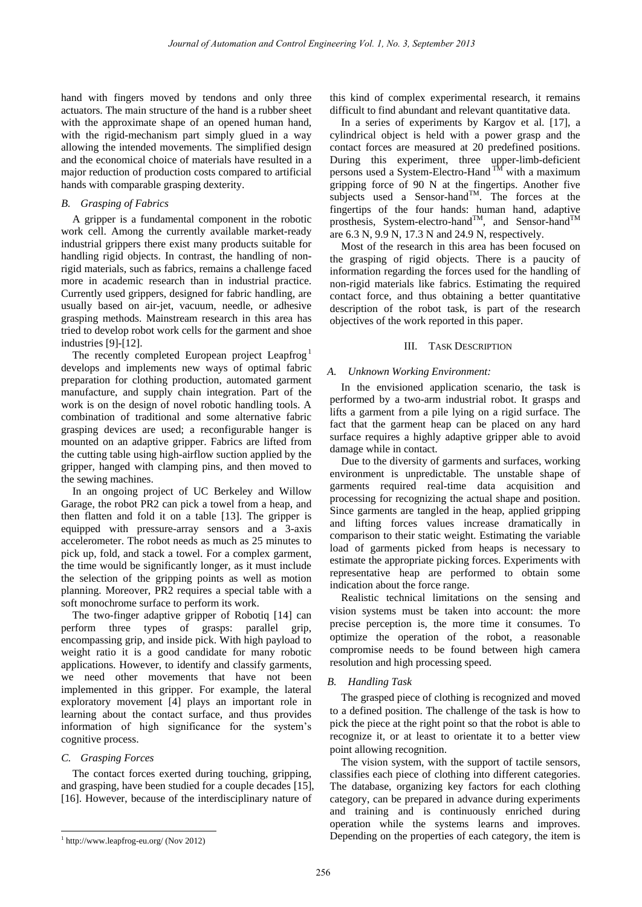hand with fingers moved by tendons and only three actuators. The main structure of the hand is a rubber sheet with the approximate shape of an opened human hand, with the rigid-mechanism part simply glued in a way allowing the intended movements. The simplified design and the economical choice of materials have resulted in a major reduction of production costs compared to artificial hands with comparable grasping dexterity.

### *B. Grasping of Fabrics*

A gripper is a fundamental component in the robotic work cell. Among the currently available market-ready industrial grippers there exist many products suitable for handling rigid objects. In contrast, the handling of non-rigid materials, such as fabrics, remains a challenge faced more in academic research than in industrial practice. Currently used grippers, designed for fabric handling, are usually based on air-jet, vacuum, needle, or adhesive grasping methods. Mainstream research in this area has tried to develop robot work cells for the garment and shoe industries [9]-[12].

The recently completed European project Leapfrog[1] develops and implements new ways of optimal fabric preparation for clothing production, automated garment manufacture, and supply chain integration. Part of the work is on the design of novel robotic handling tools. A combination of traditional and some alternative fabric grasping devices are used; a reconfigurable hanger is mounted on an adaptive gripper. Fabrics are lifted from the cutting table using high-airflow suction applied by the gripper, hanged with clamping pins, and then moved to the sewing machines.

In an ongoing project of UC Berkeley and Willow Garage, the robot PR2 can pick a towel from a heap, and then flatten and fold it on a table [13]. The gripper is equipped with pressure-array sensors and a 3-axis accelerometer. The robot needs as much as 25 minutes to pick up, fold, and stack a towel. For a complex garment, the time would be significantly longer, as it must include the selection of the gripping points as well as motion planning. Moreover, PR2 requires a special table with a soft monochrome surface to perform its work.

The two-finger adaptive gripper of Robotiq [14] can perform three types of grasps: parallel grip, encompassing grip, and inside pick. With high payload to weight ratio it is a good candidate for many robotic applications. However, to identify and classify garments, we need other movements that have not been implemented in this gripper. For example, the lateral exploratory movement [4] plays an important role in learning about the contact surface, and thus provides information of high significance for the system's cognitive process.

### *C. Grasping Forces*

The contact forces exerted during touching, gripping, and grasping, have been studied for a couple decades [15], [16]. However, because of the interdisciplinary nature of this kind of complex experimental research, it remains difficult to find abundant and relevant quantitative data.

In a series of experiments by Kargov et al. [17], a cylindrical object is held with a power grasp and the contact forces are measured at 20 predefined positions. During this experiment, three upper-limb-deficient persons used a System-Electro-Hand™ with a maximum gripping force of 90 N at the fingertips. Another five subjects used a Sensor-hand™. The forces at the fingertips of the four hands: human hand, adaptive prosthesis, System-electro-hand™, and Sensor-hand™ are 6.3 N, 9.9 N, 17.3 N and 24.9 N, respectively.

Most of the research in this area has been focused on the grasping of rigid objects. There is a paucity of information regarding the forces used for the handling of non-rigid materials like fabrics. Estimating the required contact force, and thus obtaining a better quantitative description of the robot task, is part of the research objectives of the work reported in this paper.

## III. Task Description

### *A. Unknown Working Environment:*

In the envisioned application scenario, the task is performed by a two-arm industrial robot. It grasps and lifts a garment from a pile lying on a rigid surface. The fact that the garment heap can be placed on any hard surface requires a highly adaptive gripper able to avoid damage while in contact.

Due to the diversity of garments and surfaces, working environment is unpredictable. The unstable shape of garments required real-time data acquisition and processing for recognizing the actual shape and position. Since garments are tangled in the heap, applied gripping and lifting forces values increase dramatically in comparison to their static weight. Estimating the variable load of garments picked from heaps is necessary to estimate the appropriate picking forces. Experiments with representative heap are performed to obtain some indication about the force range.

Realistic technical limitations on the sensing and vision systems must be taken into account: the more precise perception is, the more time it consumes. To optimize the operation of the robot, a reasonable compromise needs to be found between high camera resolution and high processing speed.

### *B. Handling Task*

The grasped piece of clothing is recognized and moved to a defined position. The challenge of the task is how to pick the piece at the right point so that the robot is able to recognize it, or at least to orientate it to a better view point allowing recognition.

The vision system, with the support of tactile sensors, classifies each piece of clothing into different categories. The database, organizing key factors for each clothing category, can be prepared in advance during experiments and training and is continuously enriched during operation while the systems learns and improves. Depending on the properties of each category, the item is

[1] http://www.leapfrog-eu.org/ (Nov 2012)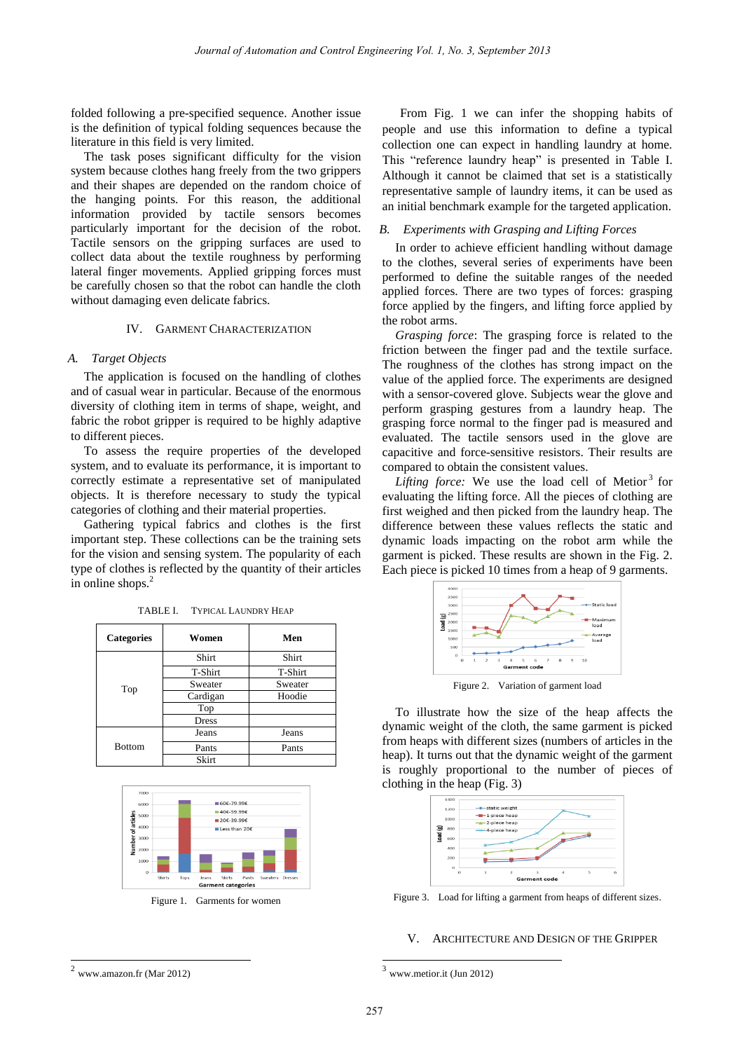folded following a pre-specified sequence. Another issue is the definition of typical folding sequences because the literature in this field is very limited.

The task poses significant difficulty for the vision system because clothes hang freely from the two grippers and their shapes are depended on the random choice of the hanging points. For this reason, the additional information provided by tactile sensors becomes particularly important for the decision of the robot. Tactile sensors on the gripping surfaces are used to collect data about the textile roughness by performing lateral finger movements. Applied gripping forces must be carefully chosen so that the robot can handle the cloth without damaging even delicate fabrics.

## IV. Garment Characterization

### A. Target Objects

The application is focused on the handling of clothes and of casual wear in particular. Because of the enormous diversity of clothing item in terms of shape, weight, and fabric the robot gripper is required to be highly adaptive to different pieces.

To assess the require properties of the developed system, and to evaluate its performance, it is important to correctly estimate a representative set of manipulated objects. It is therefore necessary to study the typical categories of clothing and their material properties.

Gathering typical fabrics and clothes is the first important step. These collections can be the training sets for the vision and sensing system. The popularity of each type of clothes is reflected by the quantity of their articles in online shops.[2]

TABLE I. Typical Laundry Heap

| Categories | Women | Men |
|---|---|---|
| Top | Shirt | Shirt |
| | T-Shirt | T-Shirt |
| | Sweater | Sweater |
| | Cardigan | Hoodie |
| | Top | |
| | Dress | |
| Bottom | Jeans | Jeans |
| | Pants | Pants |
| | Skirt | |

Figure 1. Garments for women

From Fig. 1 we can infer the shopping habits of people and use this information to define a typical collection one can expect in handling laundry at home. This "reference laundry heap" is presented in Table I. Although it cannot be claimed that set is a statistically representative sample of laundry items, it can be used as an initial benchmark example for the targeted application.

### B. Experiments with Grasping and Lifting Forces

In order to achieve efficient handling without damage to the clothes, several series of experiments have been performed to define the suitable ranges of the needed applied forces. There are two types of forces: grasping force applied by the fingers, and lifting force applied by the robot arms.

*Grasping force*: The grasping force is related to the friction between the finger pad and the textile surface. The roughness of the clothes has strong impact on the value of the applied force. The experiments are designed with a sensor-covered glove. Subjects wear the glove and perform grasping gestures from a laundry heap. The grasping force normal to the finger pad is measured and evaluated. The tactile sensors used in the glove are capacitive and force-sensitive resistors. Their results are compared to obtain the consistent values.

*Lifting force:* We use the load cell of Metior[3] for evaluating the lifting force. All the pieces of clothing are first weighed and then picked from the laundry heap. The difference between these values reflects the static and dynamic loads impacting on the robot arm while the garment is picked. These results are shown in the Fig. 2. Each piece is picked 10 times from a heap of 9 garments.

Figure 2. Variation of garment load

To illustrate how the size of the heap affects the dynamic weight of the cloth, the same garment is picked from heaps with different sizes (numbers of articles in the heap). It turns out that the dynamic weight of the garment is roughly proportional to the number of pieces of clothing in the heap (Fig. 3)

Figure 3. Load for lifting a garment from heaps of different sizes.

## V. Architecture and Design of the Gripper

[2] www.amazon.fr (Mar 2012)

[3] www.metior.it (Jun 2012)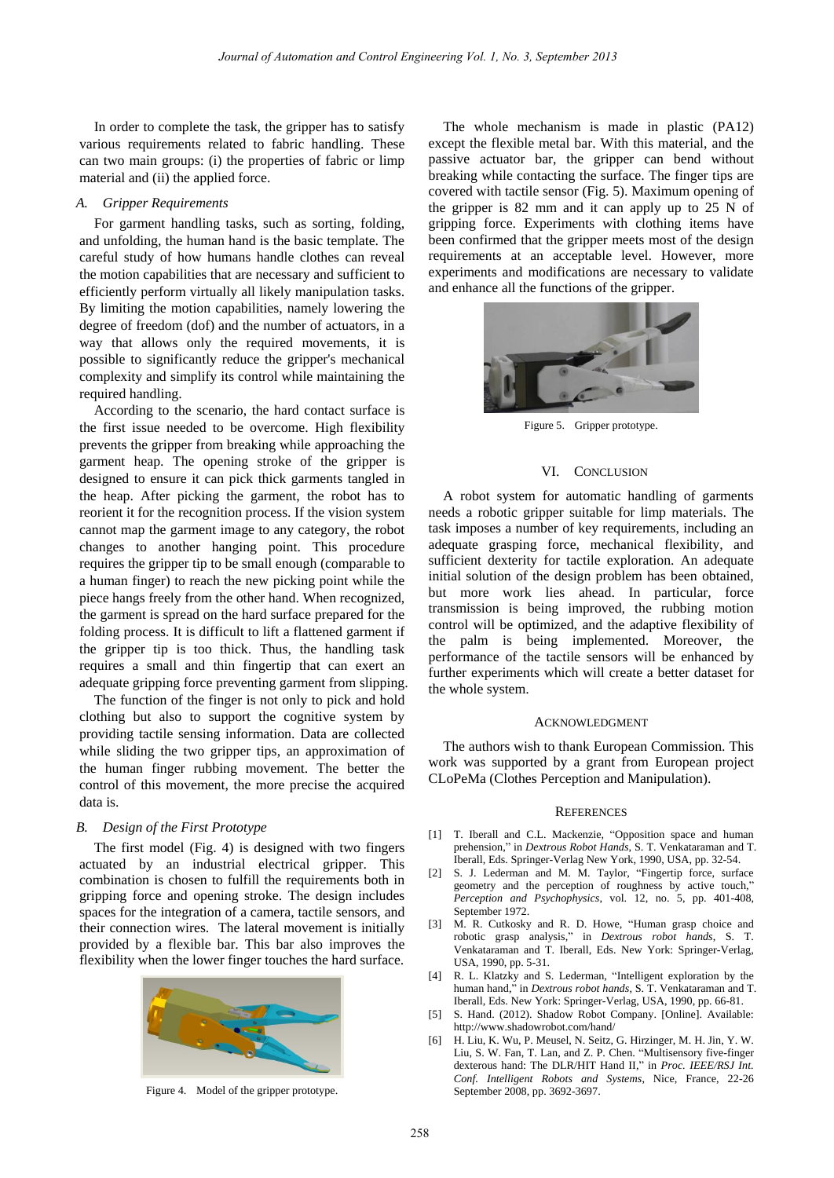In order to complete the task, the gripper has to satisfy various requirements related to fabric handling. These can two main groups: (i) the properties of fabric or limp material and (ii) the applied force.

### *A. Gripper Requirements*

For garment handling tasks, such as sorting, folding, and unfolding, the human hand is the basic template. The careful study of how humans handle clothes can reveal the motion capabilities that are necessary and sufficient to efficiently perform virtually all likely manipulation tasks. By limiting the motion capabilities, namely lowering the degree of freedom (dof) and the number of actuators, in a way that allows only the required movements, it is possible to significantly reduce the gripper's mechanical complexity and simplify its control while maintaining the required handling.

According to the scenario, the hard contact surface is the first issue needed to be overcome. High flexibility prevents the gripper from breaking while approaching the garment heap. The opening stroke of the gripper is designed to ensure it can pick thick garments tangled in the heap. After picking the garment, the robot has to reorient it for the recognition process. If the vision system cannot map the garment image to any category, the robot changes to another hanging point. This procedure requires the gripper tip to be small enough (comparable to a human finger) to reach the new picking point while the piece hangs freely from the other hand. When recognized, the garment is spread on the hard surface prepared for the folding process. It is difficult to lift a flattened garment if the gripper tip is too thick. Thus, the handling task requires a small and thin fingertip that can exert an adequate gripping force preventing garment from slipping.

The function of the finger is not only to pick and hold clothing but also to support the cognitive system by providing tactile sensing information. Data are collected while sliding the two gripper tips, an approximation of the human finger rubbing movement. The better the control of this movement, the more precise the acquired data is.

### *B. Design of the First Prototype*

The first model (Fig. 4) is designed with two fingers actuated by an industrial electrical gripper. This combination is chosen to fulfill the requirements both in gripping force and opening stroke. The design includes spaces for the integration of a camera, tactile sensors, and their connection wires. The lateral movement is initially provided by a flexible bar. This bar also improves the flexibility when the lower finger touches the hard surface.

Figure 4. Model of the gripper prototype.

The whole mechanism is made in plastic (PA12) except the flexible metal bar. With this material, and the passive actuator bar, the gripper can bend without breaking while contacting the surface. The finger tips are covered with tactile sensor (Fig. 5). Maximum opening of the gripper is 82 mm and it can apply up to 25 N of gripping force. Experiments with clothing items have been confirmed that the gripper meets most of the design requirements at an acceptable level. However, more experiments and modifications are necessary to validate and enhance all the functions of the gripper.

Figure 5. Gripper prototype.

## VI. Conclusion

A robot system for automatic handling of garments needs a robotic gripper suitable for limp materials. The task imposes a number of key requirements, including an adequate grasping force, mechanical flexibility, and sufficient dexterity for tactile exploration. An adequate initial solution of the design problem has been obtained, but more work lies ahead. In particular, force transmission is being improved, the rubbing motion control will be optimized, and the adaptive flexibility of the palm is being implemented. Moreover, the performance of the tactile sensors will be enhanced by further experiments which will create a better dataset for the whole system.

## Acknowledgment

The authors wish to thank European Commission. This work was supported by a grant from European project CLoPeMa (Clothes Perception and Manipulation).

## References

[1] T. Iberall and C.L. Mackenzie, "Opposition space and human prehension," in *Dextrous Robot Hands*, S. T. Venkataraman and T. Iberall, Eds. Springer-Verlag New York, 1990, USA, pp. 32-54.

[2] S. J. Lederman and M. M. Taylor, "Fingertip force, surface geometry and the perception of roughness by active touch," *Perception and Psychophysics*, vol. 12, no. 5, pp. 401-408, September 1972.

[3] M. R. Cutkosky and R. D. Howe, "Human grasp choice and robotic grasp analysis," in *Dextrous robot hands*, S. T. Venkataraman and T. Iberall, Eds. New York: Springer-Verlag, USA, 1990, pp. 5-31.

[4] R. L. Klatzky and S. Lederman, "Intelligent exploration by the human hand," in *Dextrous robot hands*, S. T. Venkataraman and T. Iberall, Eds. New York: Springer-Verlag, USA, 1990, pp. 66-81.

[5] S. Hand. (2012). Shadow Robot Company. [Online]. Available: http://www.shadowrobot.com/hand/

[6] H. Liu, K. Wu, P. Meusel, N. Seitz, G. Hirzinger, M. H. Jin, Y. W. Liu, S. W. Fan, T. Lan, and Z. P. Chen. "Multisensory five-finger dexterous hand: The DLR/HIT Hand II," in *Proc. IEEE/RSJ Int. Conf. Intelligent Robots and Systems*, Nice, France, 22-26 September 2008, pp. 3692-3697.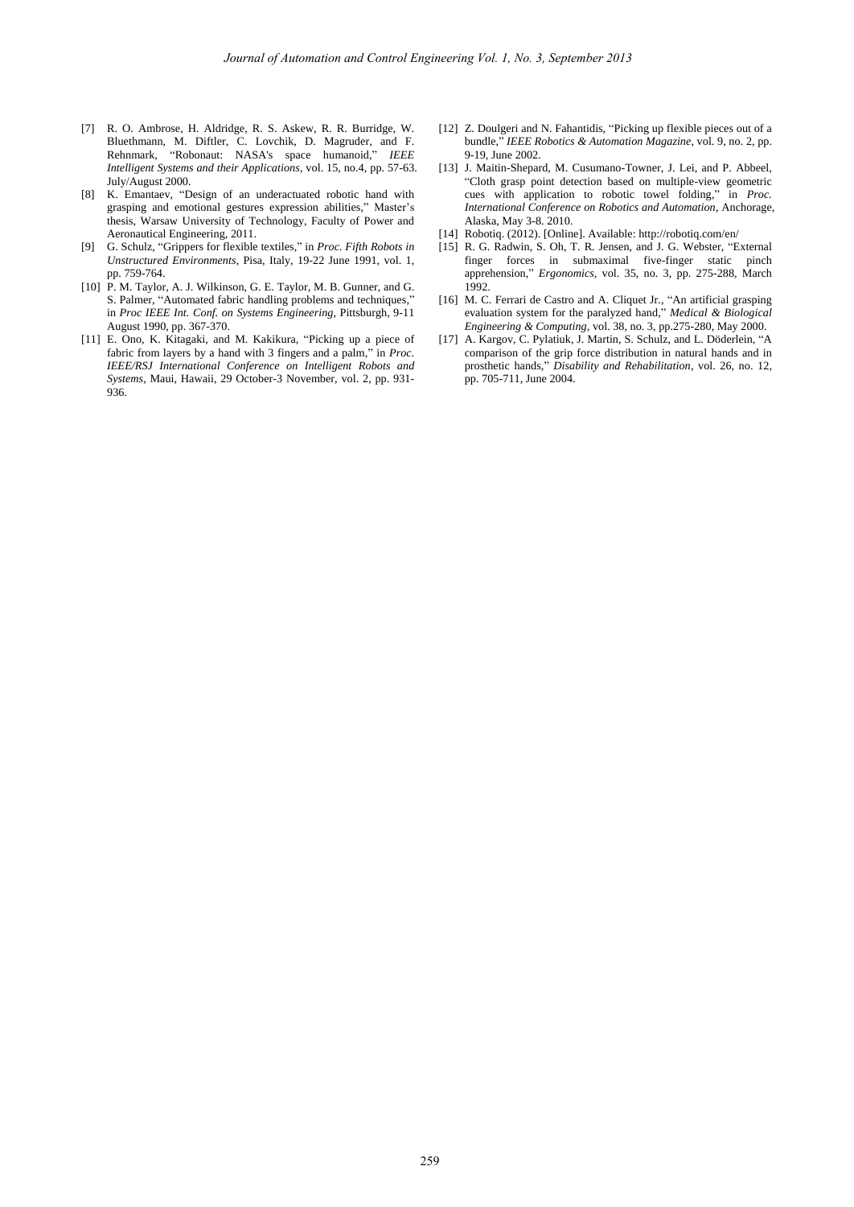[7] R. O. Ambrose, H. Aldridge, R. S. Askew, R. R. Burridge, W. Bluethmann, M. Diftler, C. Lovchik, D. Magruder, and F. Rehnmark, "Robonaut: NASA's space humanoid," *IEEE Intelligent Systems and their Applications*, vol. 15, no.4, pp. 57-63. July/August 2000.

[8] K. Emantaev, "Design of an underactuated robotic hand with grasping and emotional gestures expression abilities," Master's thesis, Warsaw University of Technology, Faculty of Power and Aeronautical Engineering, 2011.

[9] G. Schulz, "Grippers for flexible textiles," in *Proc. Fifth Robots in Unstructured Environments*, Pisa, Italy, 19-22 June 1991, vol. 1, pp. 759-764.

[10] P. M. Taylor, A. J. Wilkinson, G. E. Taylor, M. B. Gunner, and G. S. Palmer, "Automated fabric handling problems and techniques," in *Proc IEEE Int. Conf. on Systems Engineering*, Pittsburgh, 9-11 August 1990, pp. 367-370.

[11] E. Ono, K. Kitagaki, and M. Kakikura, "Picking up a piece of fabric from layers by a hand with 3 fingers and a palm," in *Proc. IEEE/RSJ International Conference on Intelligent Robots and Systems*, Maui, Hawaii, 29 October-3 November, vol. 2, pp. 931-936.

[12] Z. Doulgeri and N. Fahantidis, "Picking up flexible pieces out of a bundle," *IEEE Robotics & Automation Magazine*, vol. 9, no. 2, pp. 9-19, June 2002.

[13] J. Maitin-Shepard, M. Cusumano-Towner, J. Lei, and P. Abbeel, "Cloth grasp point detection based on multiple-view geometric cues with application to robotic towel folding," in *Proc. International Conference on Robotics and Automation*, Anchorage, Alaska, May 3-8. 2010.

[14] Robotiq. (2012). [Online]. Available: http://robotiq.com/en/

[15] R. G. Radwin, S. Oh, T. R. Jensen, and J. G. Webster, "External finger forces in submaximal five-finger static pinch apprehension," *Ergonomics*, vol. 35, no. 3, pp. 275-288, March 1992.

[16] M. C. Ferrari de Castro and A. Cliquet Jr., "An artificial grasping evaluation system for the paralyzed hand," *Medical & Biological Engineering & Computing*, vol. 38, no. 3, pp.275-280, May 2000.

[17] A. Kargov, C. Pylatiuk, J. Martin, S. Schulz, and L. Döderlein, "A comparison of the grip force distribution in natural hands and in prosthetic hands," *Disability and Rehabilitation*, vol. 26, no. 12, pp. 705-711, June 2004.